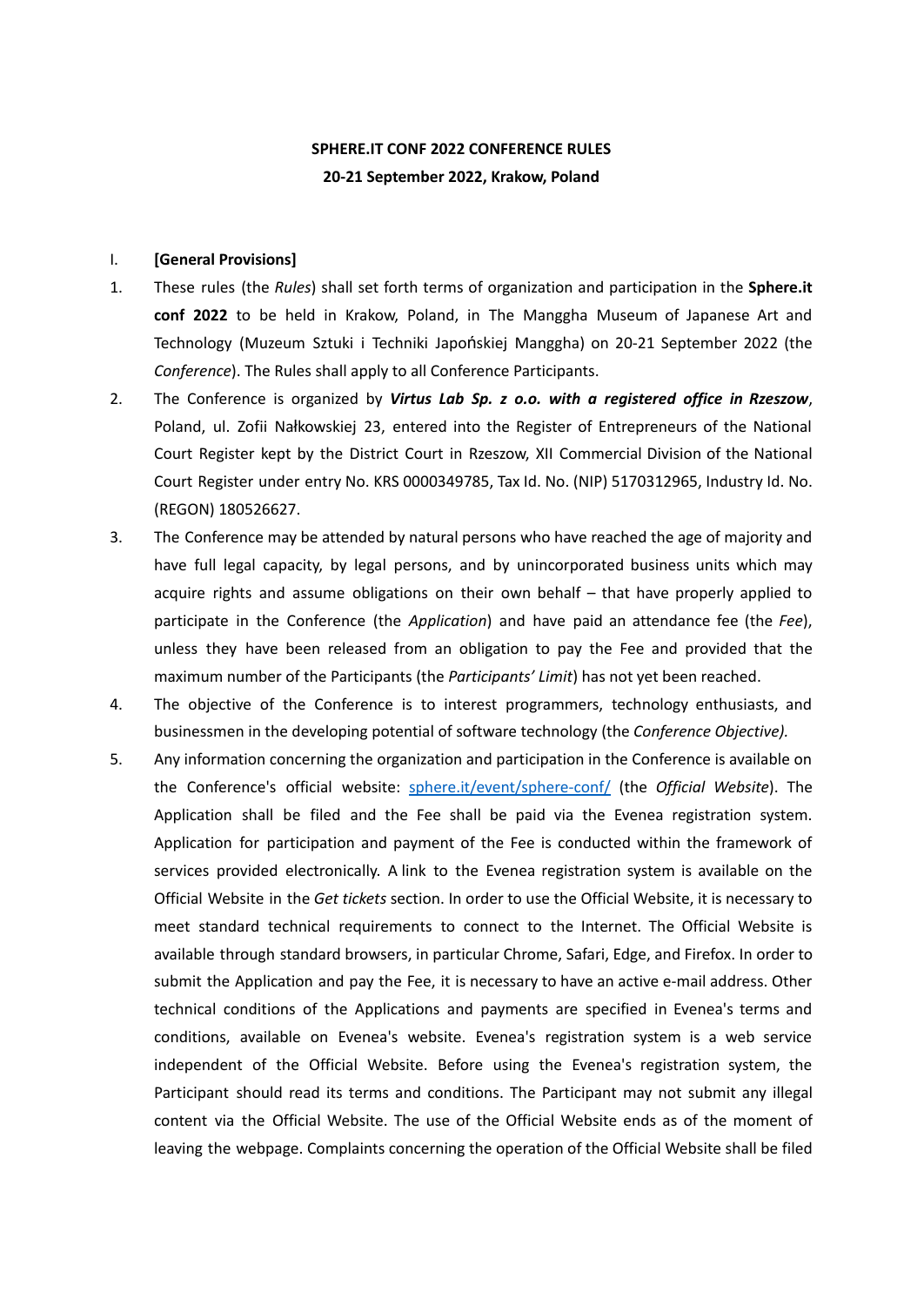**SPHERE.IT CONF 2022 CONFERENCE RULES**
**20-21 September 2022, Krakow, Poland**

I. **[General Provisions]**

1. These rules (the *Rules*) shall set forth terms of organization and participation in the **Sphere.it conf 2022** to be held in Krakow, Poland, in The Manggha Museum of Japanese Art and Technology (Muzeum Sztuki i Techniki Japońskiej Manggha) on 20-21 September 2022 (the *Conference*). The Rules shall apply to all Conference Participants.
2. The Conference is organized by ***Virtus Lab Sp. z o.o. with a registered office in Rzeszow***, Poland, ul. Zofii Nałkowskiej 23, entered into the Register of Entrepreneurs of the National Court Register kept by the District Court in Rzeszow, XII Commercial Division of the National Court Register under entry No. KRS 0000349785, Tax Id. No. (NIP) 5170312965, Industry Id. No. (REGON) 180526627.
3. The Conference may be attended by natural persons who have reached the age of majority and have full legal capacity, by legal persons, and by unincorporated business units which may acquire rights and assume obligations on their own behalf – that have properly applied to participate in the Conference (the *Application*) and have paid an attendance fee (the *Fee*), unless they have been released from an obligation to pay the Fee and provided that the maximum number of the Participants (the *Participants' Limit*) has not yet been reached.
4. The objective of the Conference is to interest programmers, technology enthusiasts, and businessmen in the developing potential of software technology (the *Conference Objective).*
5. Any information concerning the organization and participation in the Conference is available on the Conference's official website: [sphere.it/event/sphere-conf/](sphere.it/event/sphere-conf/) (the *Official Website*). The Application shall be filed and the Fee shall be paid via the Evenea registration system. Application for participation and payment of the Fee is conducted within the framework of services provided electronically. A link to the Evenea registration system is available on the Official Website in the *Get tickets* section. In order to use the Official Website, it is necessary to meet standard technical requirements to connect to the Internet. The Official Website is available through standard browsers, in particular Chrome, Safari, Edge, and Firefox. In order to submit the Application and pay the Fee, it is necessary to have an active e-mail address. Other technical conditions of the Applications and payments are specified in Evenea's terms and conditions, available on Evenea's website. Evenea's registration system is a web service independent of the Official Website. Before using the Evenea's registration system, the Participant should read its terms and conditions. The Participant may not submit any illegal content via the Official Website. The use of the Official Website ends as of the moment of leaving the webpage. Complaints concerning the operation of the Official Website shall be filed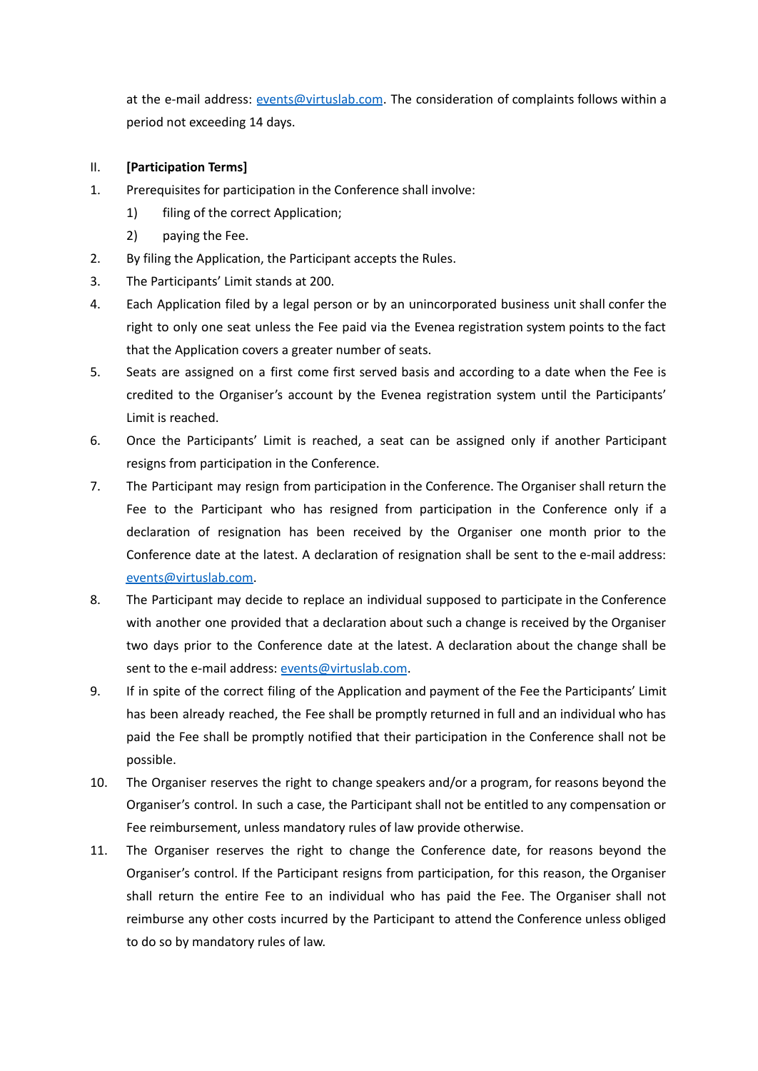at the e-mail address: events@virtuslab.com. The consideration of complaints follows within a period not exceeding 14 days.

II. **[Participation Terms]**

1. Prerequisites for participation in the Conference shall involve:
   1) filing of the correct Application;
   2) paying the Fee.
2. By filing the Application, the Participant accepts the Rules.
3. The Participants' Limit stands at 200.
4. Each Application filed by a legal person or by an unincorporated business unit shall confer the right to only one seat unless the Fee paid via the Evenea registration system points to the fact that the Application covers a greater number of seats.
5. Seats are assigned on a first come first served basis and according to a date when the Fee is credited to the Organiser's account by the Evenea registration system until the Participants' Limit is reached.
6. Once the Participants' Limit is reached, a seat can be assigned only if another Participant resigns from participation in the Conference.
7. The Participant may resign from participation in the Conference. The Organiser shall return the Fee to the Participant who has resigned from participation in the Conference only if a declaration of resignation has been received by the Organiser one month prior to the Conference date at the latest. A declaration of resignation shall be sent to the e-mail address: events@virtuslab.com.
8. The Participant may decide to replace an individual supposed to participate in the Conference with another one provided that a declaration about such a change is received by the Organiser two days prior to the Conference date at the latest. A declaration about the change shall be sent to the e-mail address: events@virtuslab.com.
9. If in spite of the correct filing of the Application and payment of the Fee the Participants' Limit has been already reached, the Fee shall be promptly returned in full and an individual who has paid the Fee shall be promptly notified that their participation in the Conference shall not be possible.
10. The Organiser reserves the right to change speakers and/or a program, for reasons beyond the Organiser's control. In such a case, the Participant shall not be entitled to any compensation or Fee reimbursement, unless mandatory rules of law provide otherwise.
11. The Organiser reserves the right to change the Conference date, for reasons beyond the Organiser's control. If the Participant resigns from participation, for this reason, the Organiser shall return the entire Fee to an individual who has paid the Fee. The Organiser shall not reimburse any other costs incurred by the Participant to attend the Conference unless obliged to do so by mandatory rules of law.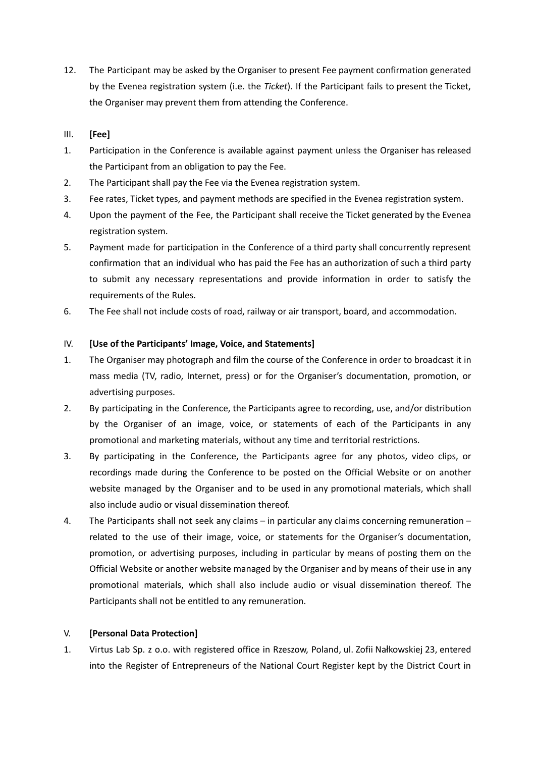12. The Participant may be asked by the Organiser to present Fee payment confirmation generated by the Evenea registration system (i.e. the *Ticket*). If the Participant fails to present the Ticket, the Organiser may prevent them from attending the Conference.

III. **[Fee]**

1. Participation in the Conference is available against payment unless the Organiser has released the Participant from an obligation to pay the Fee.
2. The Participant shall pay the Fee via the Evenea registration system.
3. Fee rates, Ticket types, and payment methods are specified in the Evenea registration system.
4. Upon the payment of the Fee, the Participant shall receive the Ticket generated by the Evenea registration system.
5. Payment made for participation in the Conference of a third party shall concurrently represent confirmation that an individual who has paid the Fee has an authorization of such a third party to submit any necessary representations and provide information in order to satisfy the requirements of the Rules.
6. The Fee shall not include costs of road, railway or air transport, board, and accommodation.

IV. **[Use of the Participants' Image, Voice, and Statements]**

1. The Organiser may photograph and film the course of the Conference in order to broadcast it in mass media (TV, radio, Internet, press) or for the Organiser's documentation, promotion, or advertising purposes.
2. By participating in the Conference, the Participants agree to recording, use, and/or distribution by the Organiser of an image, voice, or statements of each of the Participants in any promotional and marketing materials, without any time and territorial restrictions.
3. By participating in the Conference, the Participants agree for any photos, video clips, or recordings made during the Conference to be posted on the Official Website or on another website managed by the Organiser and to be used in any promotional materials, which shall also include audio or visual dissemination thereof.
4. The Participants shall not seek any claims – in particular any claims concerning remuneration – related to the use of their image, voice, or statements for the Organiser's documentation, promotion, or advertising purposes, including in particular by means of posting them on the Official Website or another website managed by the Organiser and by means of their use in any promotional materials, which shall also include audio or visual dissemination thereof. The Participants shall not be entitled to any remuneration.

V. **[Personal Data Protection]**

1. Virtus Lab Sp. z o.o. with registered office in Rzeszow, Poland, ul. Zofii Nałkowskiej 23, entered into the Register of Entrepreneurs of the National Court Register kept by the District Court in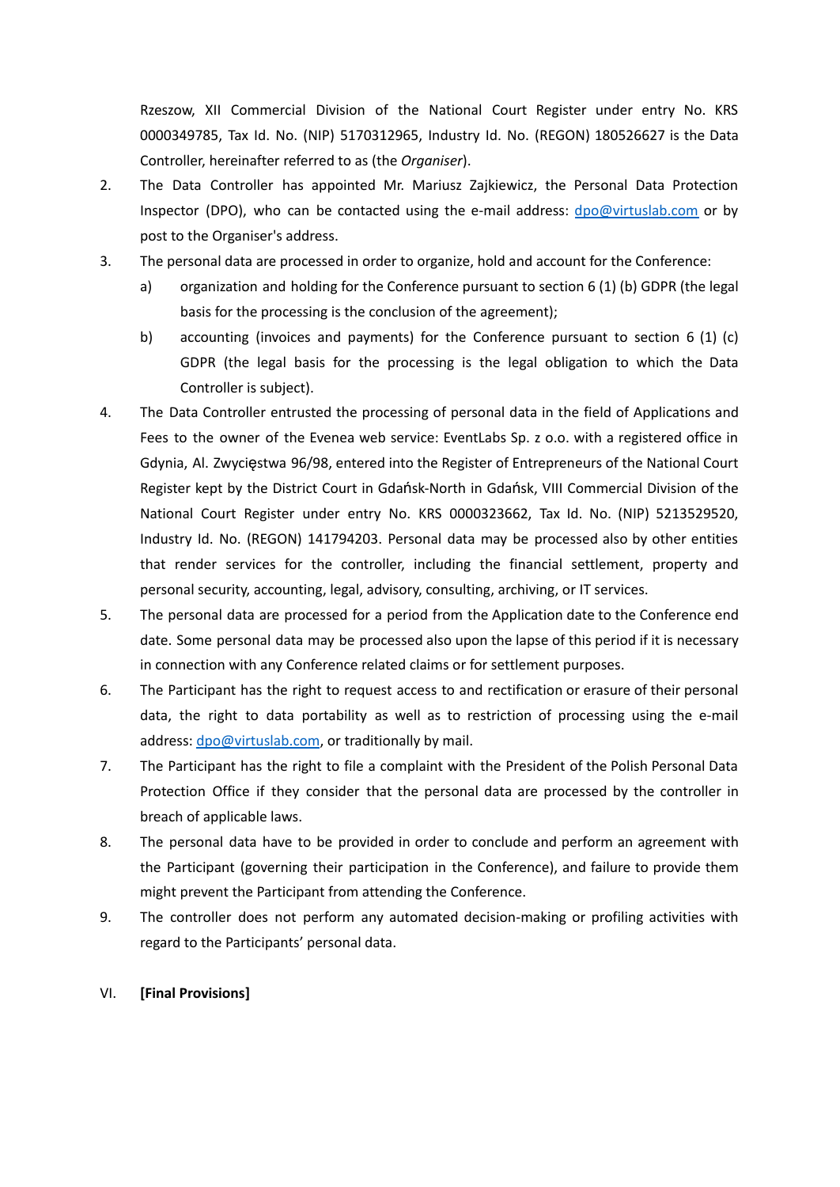Rzeszow, XII Commercial Division of the National Court Register under entry No. KRS 0000349785, Tax Id. No. (NIP) 5170312965, Industry Id. No. (REGON) 180526627 is the Data Controller, hereinafter referred to as (the *Organiser*).

2. The Data Controller has appointed Mr. Mariusz Zajkiewicz, the Personal Data Protection Inspector (DPO), who can be contacted using the e-mail address: dpo@virtuslab.com or by post to the Organiser's address.
3. The personal data are processed in order to organize, hold and account for the Conference:
   a) organization and holding for the Conference pursuant to section 6 (1) (b) GDPR (the legal basis for the processing is the conclusion of the agreement);
   b) accounting (invoices and payments) for the Conference pursuant to section 6 (1) (c) GDPR (the legal basis for the processing is the legal obligation to which the Data Controller is subject).
4. The Data Controller entrusted the processing of personal data in the field of Applications and Fees to the owner of the Evenea web service: EventLabs Sp. z o.o. with a registered office in Gdynia, Al. Zwycięstwa 96/98, entered into the Register of Entrepreneurs of the National Court Register kept by the District Court in Gdańsk-North in Gdańsk, VIII Commercial Division of the National Court Register under entry No. KRS 0000323662, Tax Id. No. (NIP) 5213529520, Industry Id. No. (REGON) 141794203. Personal data may be processed also by other entities that render services for the controller, including the financial settlement, property and personal security, accounting, legal, advisory, consulting, archiving, or IT services.
5. The personal data are processed for a period from the Application date to the Conference end date. Some personal data may be processed also upon the lapse of this period if it is necessary in connection with any Conference related claims or for settlement purposes.
6. The Participant has the right to request access to and rectification or erasure of their personal data, the right to data portability as well as to restriction of processing using the e-mail address: dpo@virtuslab.com, or traditionally by mail.
7. The Participant has the right to file a complaint with the President of the Polish Personal Data Protection Office if they consider that the personal data are processed by the controller in breach of applicable laws.
8. The personal data have to be provided in order to conclude and perform an agreement with the Participant (governing their participation in the Conference), and failure to provide them might prevent the Participant from attending the Conference.
9. The controller does not perform any automated decision-making or profiling activities with regard to the Participants' personal data.

## VI. [Final Provisions]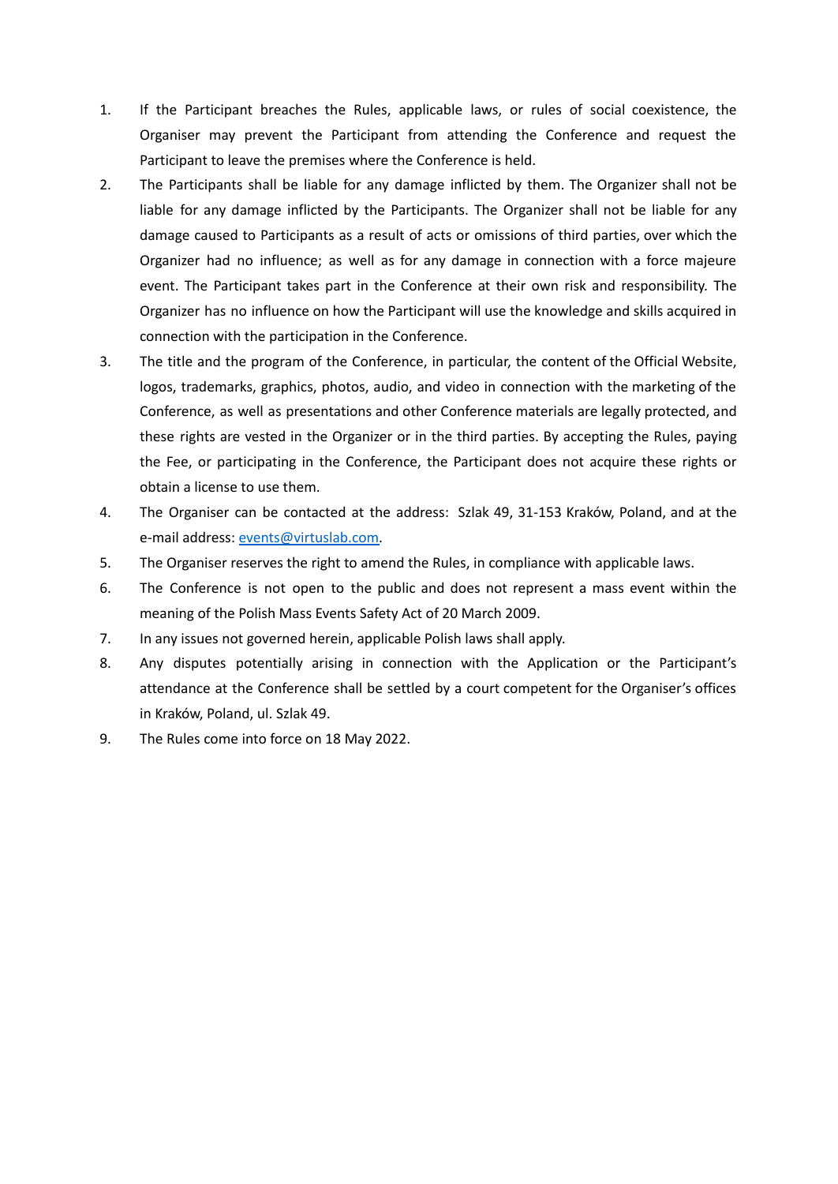1. If the Participant breaches the Rules, applicable laws, or rules of social coexistence, the Organiser may prevent the Participant from attending the Conference and request the Participant to leave the premises where the Conference is held.
2. The Participants shall be liable for any damage inflicted by them. The Organizer shall not be liable for any damage inflicted by the Participants. The Organizer shall not be liable for any damage caused to Participants as a result of acts or omissions of third parties, over which the Organizer had no influence; as well as for any damage in connection with a force majeure event. The Participant takes part in the Conference at their own risk and responsibility. The Organizer has no influence on how the Participant will use the knowledge and skills acquired in connection with the participation in the Conference.
3. The title and the program of the Conference, in particular, the content of the Official Website, logos, trademarks, graphics, photos, audio, and video in connection with the marketing of the Conference, as well as presentations and other Conference materials are legally protected, and these rights are vested in the Organizer or in the third parties. By accepting the Rules, paying the Fee, or participating in the Conference, the Participant does not acquire these rights or obtain a license to use them.
4. The Organiser can be contacted at the address: Szlak 49, 31-153 Kraków, Poland, and at the e-mail address: [events@virtuslab.com](mailto:events@virtuslab.com).
5. The Organiser reserves the right to amend the Rules, in compliance with applicable laws.
6. The Conference is not open to the public and does not represent a mass event within the meaning of the Polish Mass Events Safety Act of 20 March 2009.
7. In any issues not governed herein, applicable Polish laws shall apply.
8. Any disputes potentially arising in connection with the Application or the Participant's attendance at the Conference shall be settled by a court competent for the Organiser's offices in Kraków, Poland, ul. Szlak 49.
9. The Rules come into force on 18 May 2022.